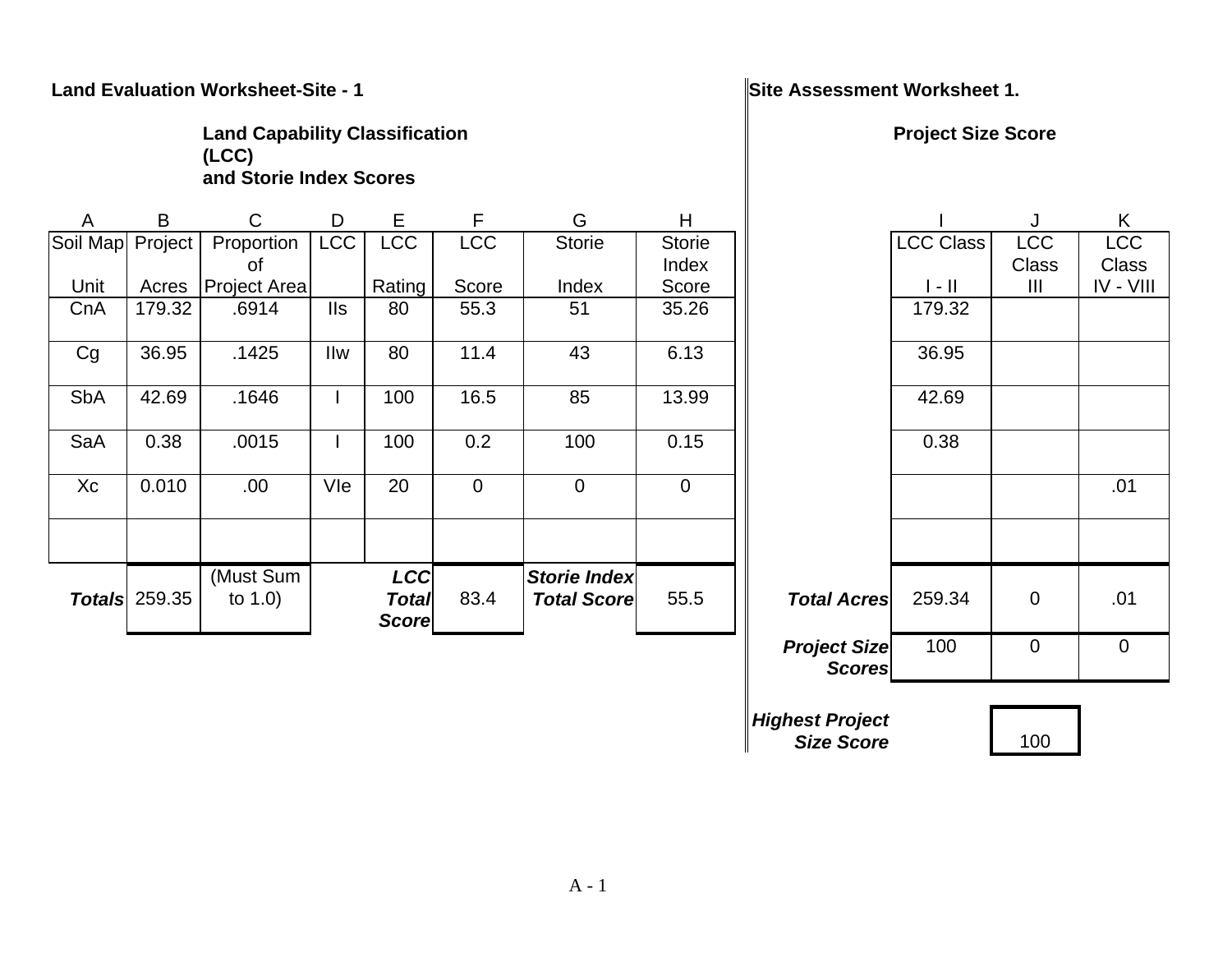## Land Evaluation Worksheet-Site - 1

### Land Capability Classification (LCC) and Storie Index Scores

| A | B | C | D | E | F | G | H |
|---|---|---|---|---|---|---|---|
| Soil Map Unit | Project Acres | Proportion of Project Area | LCC | LCC Rating | LCC Score | Storie Index | Storie Index Score |
| CnA | 179.32 | .6914 | IIs | 80 | 55.3 | 51 | 35.26 |
| Cg | 36.95 | .1425 | IIw | 80 | 11.4 | 43 | 6.13 |
| SbA | 42.69 | .1646 | I | 100 | 16.5 | 85 | 13.99 |
| SaA | 0.38 | .0015 | I | 100 | 0.2 | 100 | 0.15 |
| Xc | 0.010 | .00 | VIe | 20 | 0 | 0 | 0 |
| | | | | | | | |
| ***Totals*** | 259.35 | (Must Sum to 1.0) | | ***LCC Total Score*** | 83.4 | ***Storie Index Total Score*** | 55.5 |

## Site Assessment Worksheet 1.

### Project Size Score

| | I | J | K |
|---|---|---|---|
| | LCC Class I - II | LCC Class III | LCC Class IV - VIII |
| | 179.32 | | |
| | 36.95 | | |
| | 42.69 | | |
| | 0.38 | | |
| | | | .01 |
| | | | |
| ***Total Acres*** | 259.34 | 0 | .01 |
| ***Project Size Scores*** | 100 | 0 | 0 |
| ***Highest Project Size Score*** | | 100 | |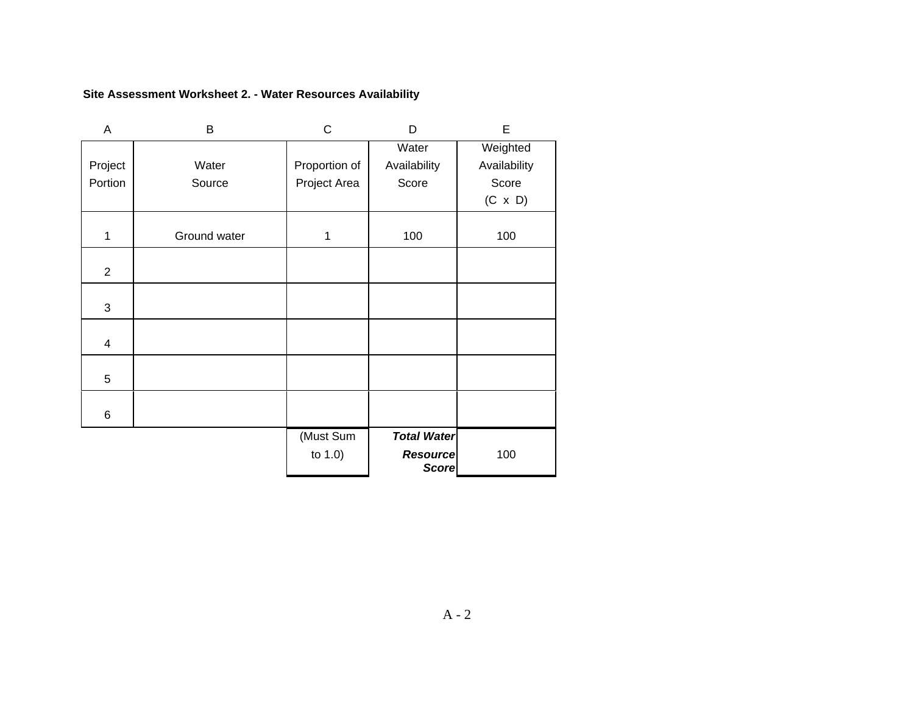**Site Assessment Worksheet 2. - Water Resources Availability**

| A | B | C | D | E |
|---|---|---|---|---|
| Project Portion | Water Source | Proportion of Project Area | Water Availability Score | Weighted Availability Score (C x D) |
| 1 | Ground water | 1 | 100 | 100 |
| 2 | | | | |
| 3 | | | | |
| 4 | | | | |
| 5 | | | | |
| 6 | | | | |
| | | (Must Sum to 1.0) | ***Total Water Resource Score*** | 100 |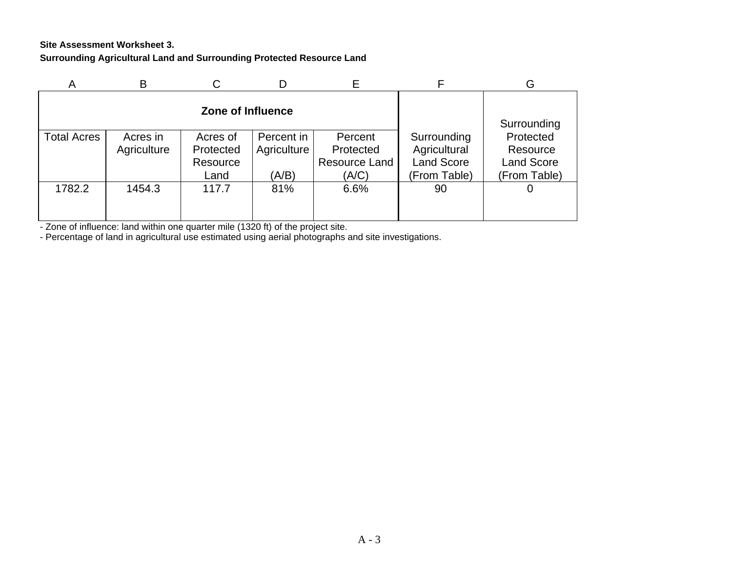**Site Assessment Worksheet 3.**

**Surrounding Agricultural Land and Surrounding Protected Resource Land**

| A | B | C | D | E | F | G |
|---|---|---|---|---|---|---|
| **Zone of Influence** | | | | | Surrounding Agricultural Land Score (From Table) | Surrounding Protected Resource Land Score (From Table) |
| Total Acres | Acres in Agriculture | Acres of Protected Resource Land | Percent in Agriculture (A/B) | Percent Protected Resource Land (A/C) | | |
| 1782.2 | 1454.3 | 117.7 | 81% | 6.6% | 90 | 0 |

- Zone of influence: land within one quarter mile (1320 ft) of the project site.
- Percentage of land in agricultural use estimated using aerial photographs and site investigations.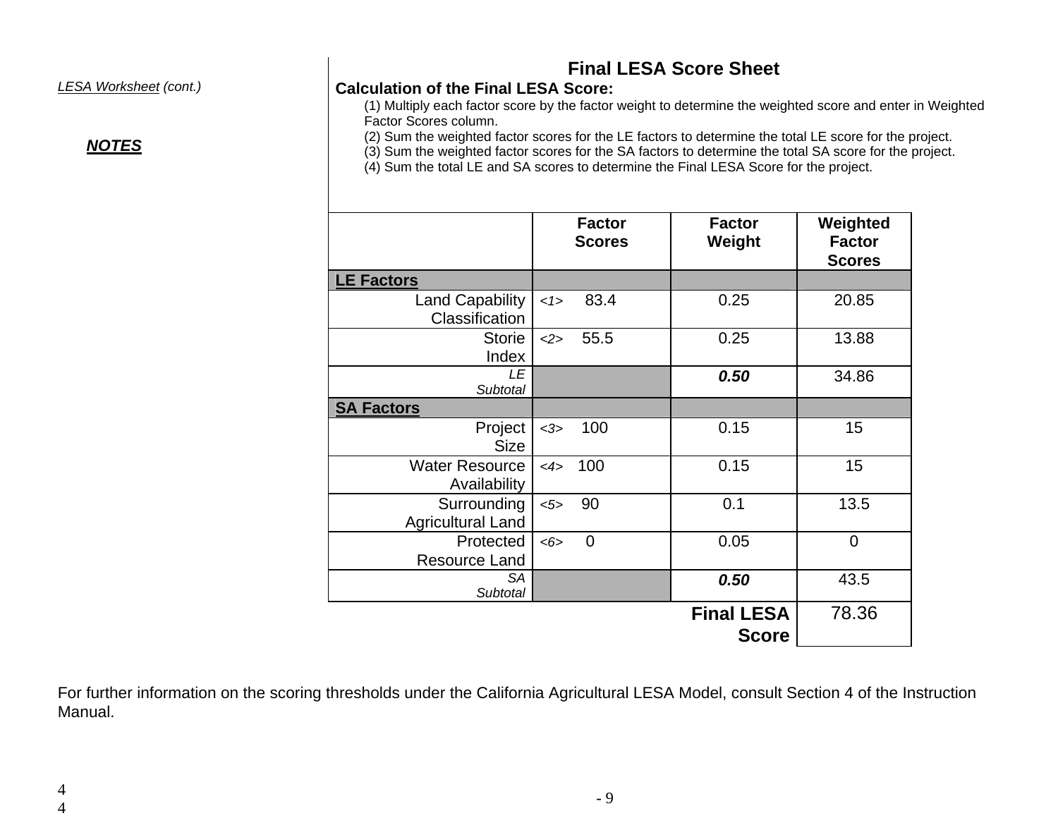*LESA Worksheet (cont.)*

***NOTES***

## Final LESA Score Sheet

**Calculation of the Final LESA Score:**

(1) Multiply each factor score by the factor weight to determine the weighted score and enter in Weighted Factor Scores column.
(2) Sum the weighted factor scores for the LE factors to determine the total LE score for the project.
(3) Sum the weighted factor scores for the SA factors to determine the total SA score for the project.
(4) Sum the total LE and SA scores to determine the Final LESA Score for the project.

| | Factor Scores | Factor Weight | Weighted Factor Scores |
|---|---|---|---|
| **LE Factors** | | | |
| Land Capability Classification | <1> 83.4 | 0.25 | 20.85 |
| Storie Index | <2> 55.5 | 0.25 | 13.88 |
| *LE Subtotal* | | ***0.50*** | 34.86 |
| **SA Factors** | | | |
| Project Size | <3> 100 | 0.15 | 15 |
| Water Resource Availability | <4> 100 | 0.15 | 15 |
| Surrounding Agricultural Land | <5> 90 | 0.1 | 13.5 |
| Protected Resource Land | <6> 0 | 0.05 | 0 |
| *SA Subtotal* | | ***0.50*** | 43.5 |
| | | **Final LESA Score** | 78.36 |

For further information on the scoring thresholds under the California Agricultural LESA Model, consult Section 4 of the Instruction Manual.